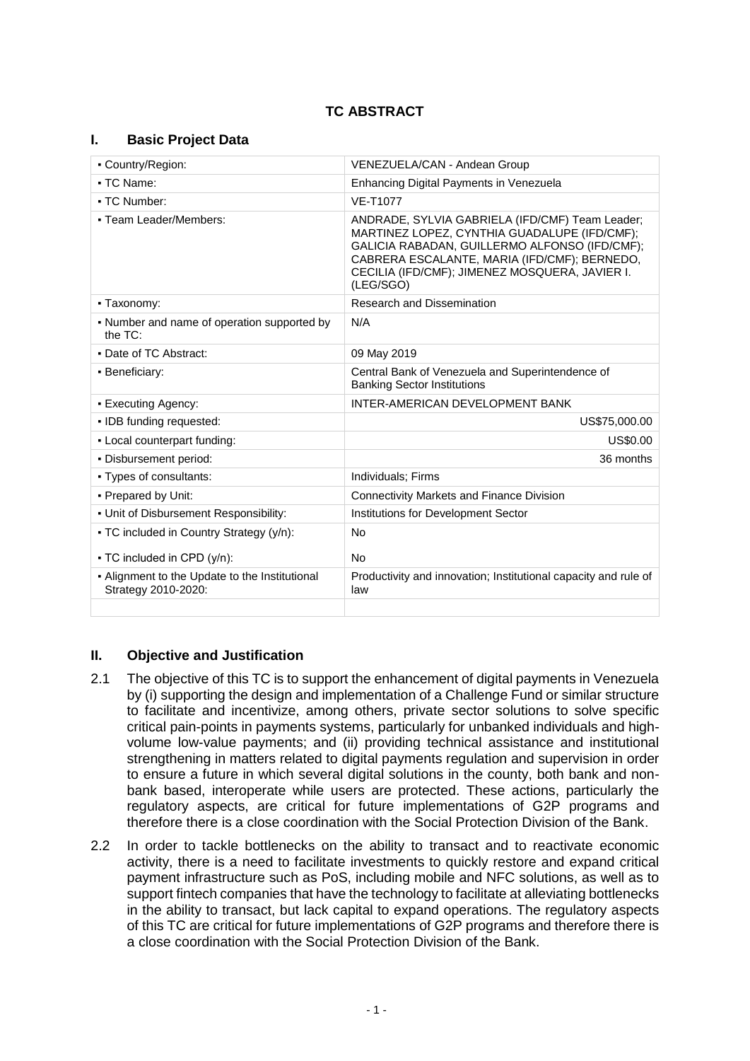# TC ABSTRACT

## I. Basic Project Data

| | |
|---|---|
| ▪ Country/Region: | VENEZUELA/CAN - Andean Group |
| ▪ TC Name: | Enhancing Digital Payments in Venezuela |
| ▪ TC Number: | VE-T1077 |
| ▪ Team Leader/Members: | ANDRADE, SYLVIA GABRIELA (IFD/CMF) Team Leader; MARTINEZ LOPEZ, CYNTHIA GUADALUPE (IFD/CMF); GALICIA RABADAN, GUILLERMO ALFONSO (IFD/CMF); CABRERA ESCALANTE, MARIA (IFD/CMF); BERNEDO, CECILIA (IFD/CMF); JIMENEZ MOSQUERA, JAVIER I. (LEG/SGO) |
| ▪ Taxonomy: | Research and Dissemination |
| ▪ Number and name of operation supported by the TC: | N/A |
| ▪ Date of TC Abstract: | 09 May 2019 |
| ▪ Beneficiary: | Central Bank of Venezuela and Superintendence of Banking Sector Institutions |
| ▪ Executing Agency: | INTER-AMERICAN DEVELOPMENT BANK |
| ▪ IDB funding requested: | US$75,000.00 |
| ▪ Local counterpart funding: | US$0.00 |
| ▪ Disbursement period: | 36 months |
| ▪ Types of consultants: | Individuals; Firms |
| ▪ Prepared by Unit: | Connectivity Markets and Finance Division |
| ▪ Unit of Disbursement Responsibility: | Institutions for Development Sector |
| ▪ TC included in Country Strategy (y/n): | No |
| ▪ TC included in CPD (y/n): | No |
| ▪ Alignment to the Update to the Institutional Strategy 2010-2020: | Productivity and innovation; Institutional capacity and rule of law |
| | |

## II. Objective and Justification

2.1 The objective of this TC is to support the enhancement of digital payments in Venezuela by (i) supporting the design and implementation of a Challenge Fund or similar structure to facilitate and incentivize, among others, private sector solutions to solve specific critical pain-points in payments systems, particularly for unbanked individuals and high-volume low-value payments; and (ii) providing technical assistance and institutional strengthening in matters related to digital payments regulation and supervision in order to ensure a future in which several digital solutions in the county, both bank and non-bank based, interoperate while users are protected. These actions, particularly the regulatory aspects, are critical for future implementations of G2P programs and therefore there is a close coordination with the Social Protection Division of the Bank.

2.2 In order to tackle bottlenecks on the ability to transact and to reactivate economic activity, there is a need to facilitate investments to quickly restore and expand critical payment infrastructure such as PoS, including mobile and NFC solutions, as well as to support fintech companies that have the technology to facilitate at alleviating bottlenecks in the ability to transact, but lack capital to expand operations. The regulatory aspects of this TC are critical for future implementations of G2P programs and therefore there is a close coordination with the Social Protection Division of the Bank.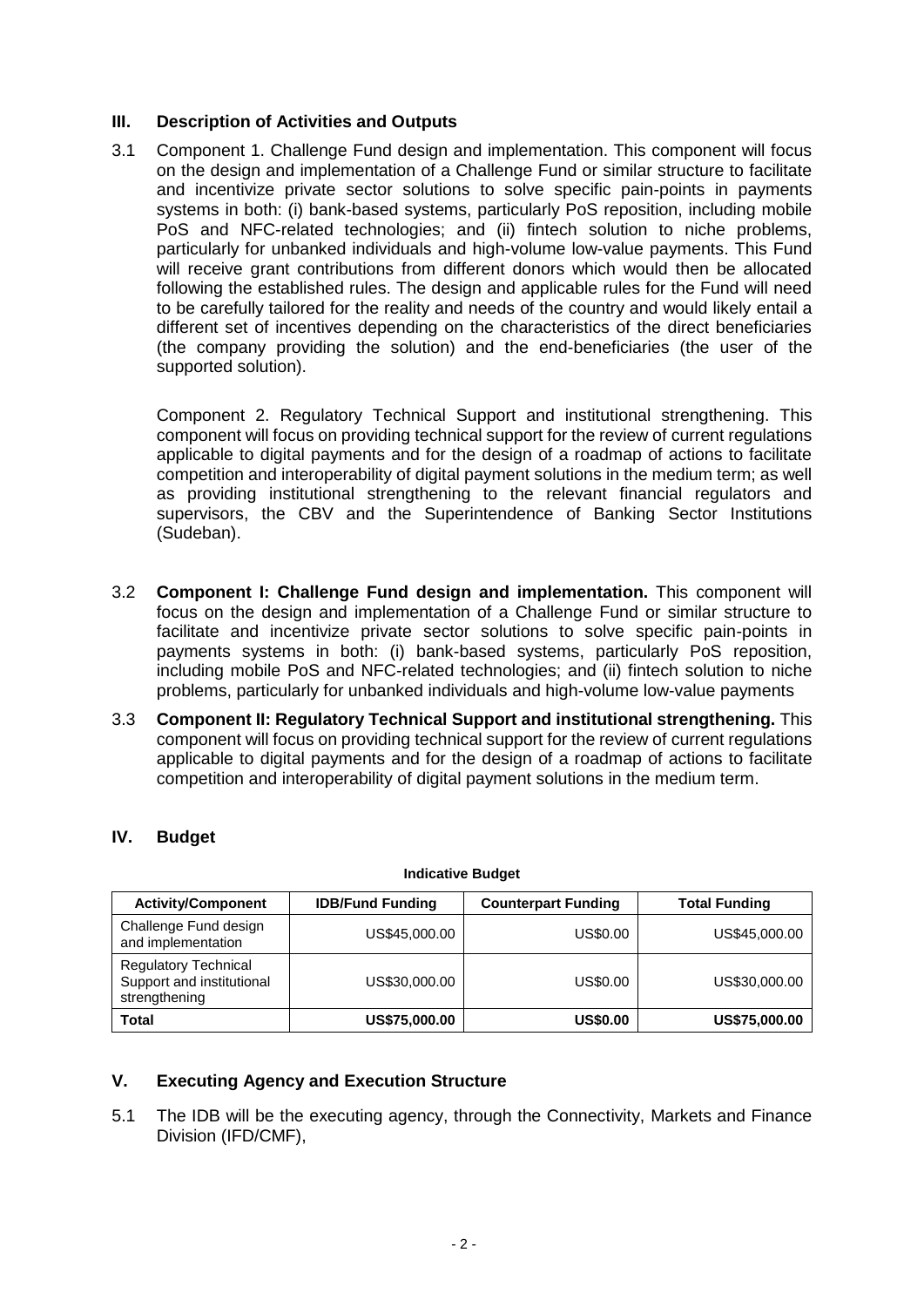## III. Description of Activities and Outputs

3.1 Component 1. Challenge Fund design and implementation. This component will focus on the design and implementation of a Challenge Fund or similar structure to facilitate and incentivize private sector solutions to solve specific pain-points in payments systems in both: (i) bank-based systems, particularly PoS reposition, including mobile PoS and NFC-related technologies; and (ii) fintech solution to niche problems, particularly for unbanked individuals and high-volume low-value payments. This Fund will receive grant contributions from different donors which would then be allocated following the established rules. The design and applicable rules for the Fund will need to be carefully tailored for the reality and needs of the country and would likely entail a different set of incentives depending on the characteristics of the direct beneficiaries (the company providing the solution) and the end-beneficiaries (the user of the supported solution).

Component 2. Regulatory Technical Support and institutional strengthening. This component will focus on providing technical support for the review of current regulations applicable to digital payments and for the design of a roadmap of actions to facilitate competition and interoperability of digital payment solutions in the medium term; as well as providing institutional strengthening to the relevant financial regulators and supervisors, the CBV and the Superintendence of Banking Sector Institutions (Sudeban).

3.2 **Component I: Challenge Fund design and implementation.** This component will focus on the design and implementation of a Challenge Fund or similar structure to facilitate and incentivize private sector solutions to solve specific pain-points in payments systems in both: (i) bank-based systems, particularly PoS reposition, including mobile PoS and NFC-related technologies; and (ii) fintech solution to niche problems, particularly for unbanked individuals and high-volume low-value payments

3.3 **Component II: Regulatory Technical Support and institutional strengthening.** This component will focus on providing technical support for the review of current regulations applicable to digital payments and for the design of a roadmap of actions to facilitate competition and interoperability of digital payment solutions in the medium term.

## IV. Budget

**Indicative Budget**

| Activity/Component | IDB/Fund Funding | Counterpart Funding | Total Funding |
|---|---|---|---|
| Challenge Fund design and implementation | US$45,000.00 | US$0.00 | US$45,000.00 |
| Regulatory Technical Support and institutional strengthening | US$30,000.00 | US$0.00 | US$30,000.00 |
| **Total** | **US$75,000.00** | **US$0.00** | **US$75,000.00** |

## V. Executing Agency and Execution Structure

5.1 The IDB will be the executing agency, through the Connectivity, Markets and Finance Division (IFD/CMF),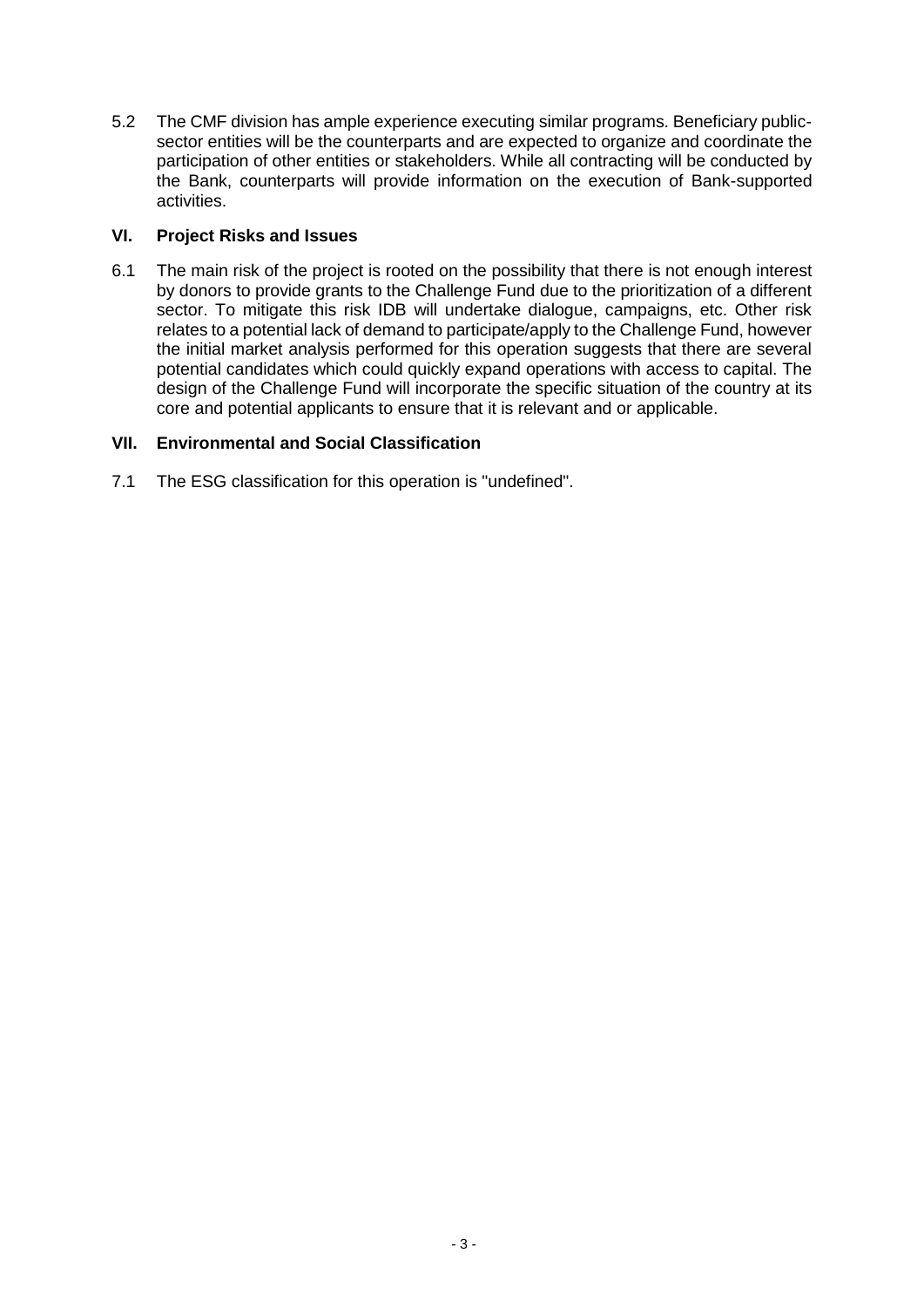5.2 The CMF division has ample experience executing similar programs. Beneficiary public-sector entities will be the counterparts and are expected to organize and coordinate the participation of other entities or stakeholders. While all contracting will be conducted by the Bank, counterparts will provide information on the execution of Bank-supported activities.

## VI. Project Risks and Issues

6.1 The main risk of the project is rooted on the possibility that there is not enough interest by donors to provide grants to the Challenge Fund due to the prioritization of a different sector. To mitigate this risk IDB will undertake dialogue, campaigns, etc. Other risk relates to a potential lack of demand to participate/apply to the Challenge Fund, however the initial market analysis performed for this operation suggests that there are several potential candidates which could quickly expand operations with access to capital. The design of the Challenge Fund will incorporate the specific situation of the country at its core and potential applicants to ensure that it is relevant and or applicable.

## VII. Environmental and Social Classification

7.1 The ESG classification for this operation is "undefined".